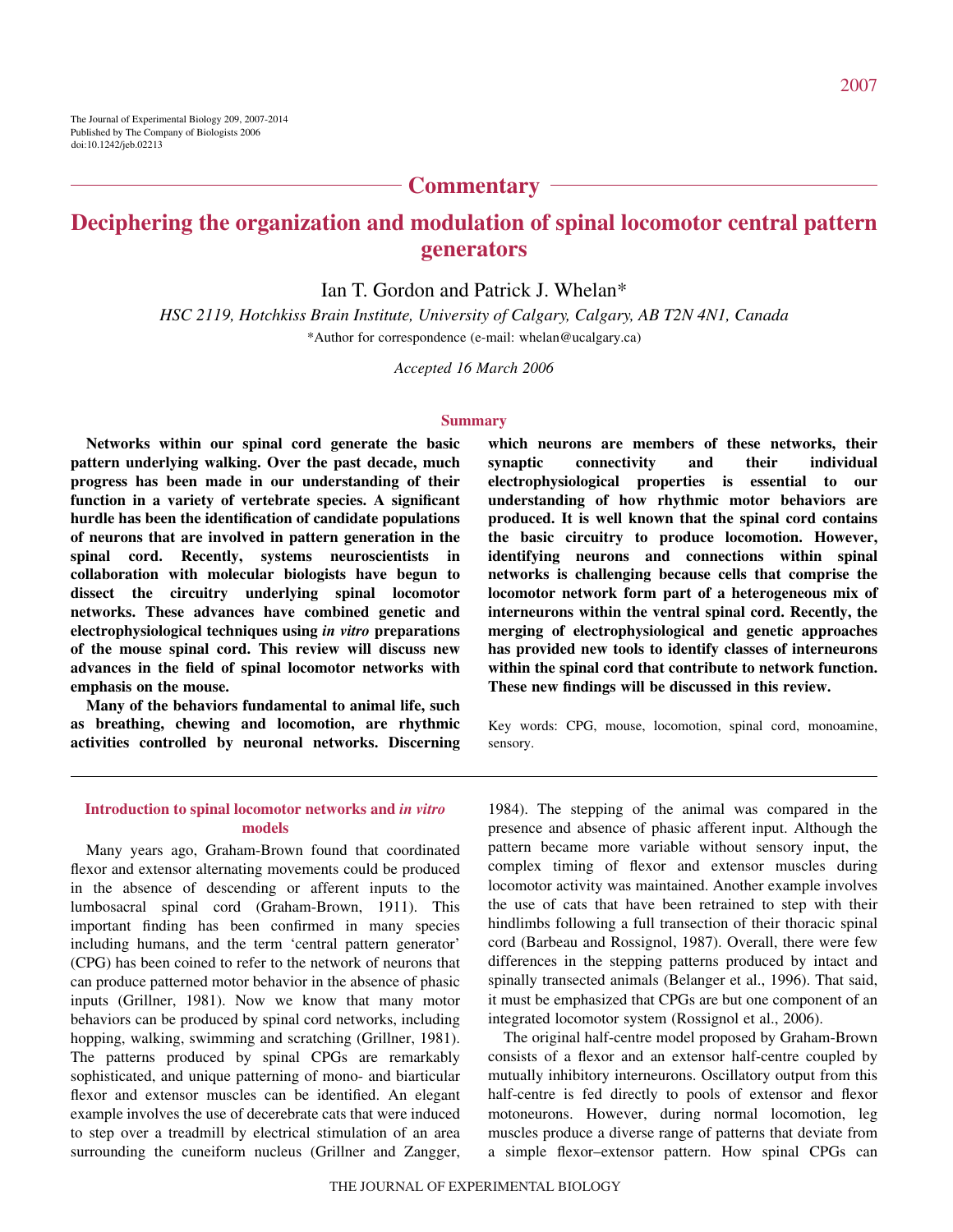The Journal of Experimental Biology 209, 2007-2014
Published by The Company of Biologists 2006
doi:10.1242/jeb.02213

## Commentary

# Deciphering the organization and modulation of spinal locomotor central pattern generators

Ian T. Gordon and Patrick J. Whelan*

*HSC 2119, Hotchkiss Brain Institute, University of Calgary, Calgary, AB T2N 4N1, Canada*

*Author for correspondence (e-mail: whelan@ucalgary.ca)

*Accepted 16 March 2006*

### Summary

**Networks within our spinal cord generate the basic pattern underlying walking. Over the past decade, much progress has been made in our understanding of their function in a variety of vertebrate species. A significant hurdle has been the identification of candidate populations of neurons that are involved in pattern generation in the spinal cord. Recently, systems neuroscientists in collaboration with molecular biologists have begun to dissect the circuitry underlying spinal locomotor networks. These advances have combined genetic and electrophysiological techniques using *in vitro* preparations of the mouse spinal cord. This review will discuss new advances in the field of spinal locomotor networks with emphasis on the mouse.**

**Many of the behaviors fundamental to animal life, such as breathing, chewing and locomotion, are rhythmic activities controlled by neuronal networks. Discerning which neurons are members of these networks, their synaptic connectivity and their individual electrophysiological properties is essential to our understanding of how rhythmic motor behaviors are produced. It is well known that the spinal cord contains the basic circuitry to produce locomotion. However, identifying neurons and connections within spinal networks is challenging because cells that comprise the locomotor network form part of a heterogeneous mix of interneurons within the ventral spinal cord. Recently, the merging of electrophysiological and genetic approaches has provided new tools to identify classes of interneurons within the spinal cord that contribute to network function. These new findings will be discussed in this review.**

Key words: CPG, mouse, locomotion, spinal cord, monoamine, sensory.

### Introduction to spinal locomotor networks and *in vitro* models

Many years ago, Graham-Brown found that coordinated flexor and extensor alternating movements could be produced in the absence of descending or afferent inputs to the lumbosacral spinal cord (Graham-Brown, 1911). This important finding has been confirmed in many species including humans, and the term 'central pattern generator' (CPG) has been coined to refer to the network of neurons that can produce patterned motor behavior in the absence of phasic inputs (Grillner, 1981). Now we know that many motor behaviors can be produced by spinal cord networks, including hopping, walking, swimming and scratching (Grillner, 1981). The patterns produced by spinal CPGs are remarkably sophisticated, and unique patterning of mono- and biarticular flexor and extensor muscles can be identified. An elegant example involves the use of decerebrate cats that were induced to step over a treadmill by electrical stimulation of an area surrounding the cuneiform nucleus (Grillner and Zangger, 1984). The stepping of the animal was compared in the presence and absence of phasic afferent input. Although the pattern became more variable without sensory input, the complex timing of flexor and extensor muscles during locomotor activity was maintained. Another example involves the use of cats that have been retrained to step with their hindlimbs following a full transection of their thoracic spinal cord (Barbeau and Rossignol, 1987). Overall, there were few differences in the stepping patterns produced by intact and spinally transected animals (Belanger et al., 1996). That said, it must be emphasized that CPGs are but one component of an integrated locomotor system (Rossignol et al., 2006).

The original half-centre model proposed by Graham-Brown consists of a flexor and an extensor half-centre coupled by mutually inhibitory interneurons. Oscillatory output from this half-centre is fed directly to pools of extensor and flexor motoneurons. However, during normal locomotion, leg muscles produce a diverse range of patterns that deviate from a simple flexor–extensor pattern. How spinal CPGs can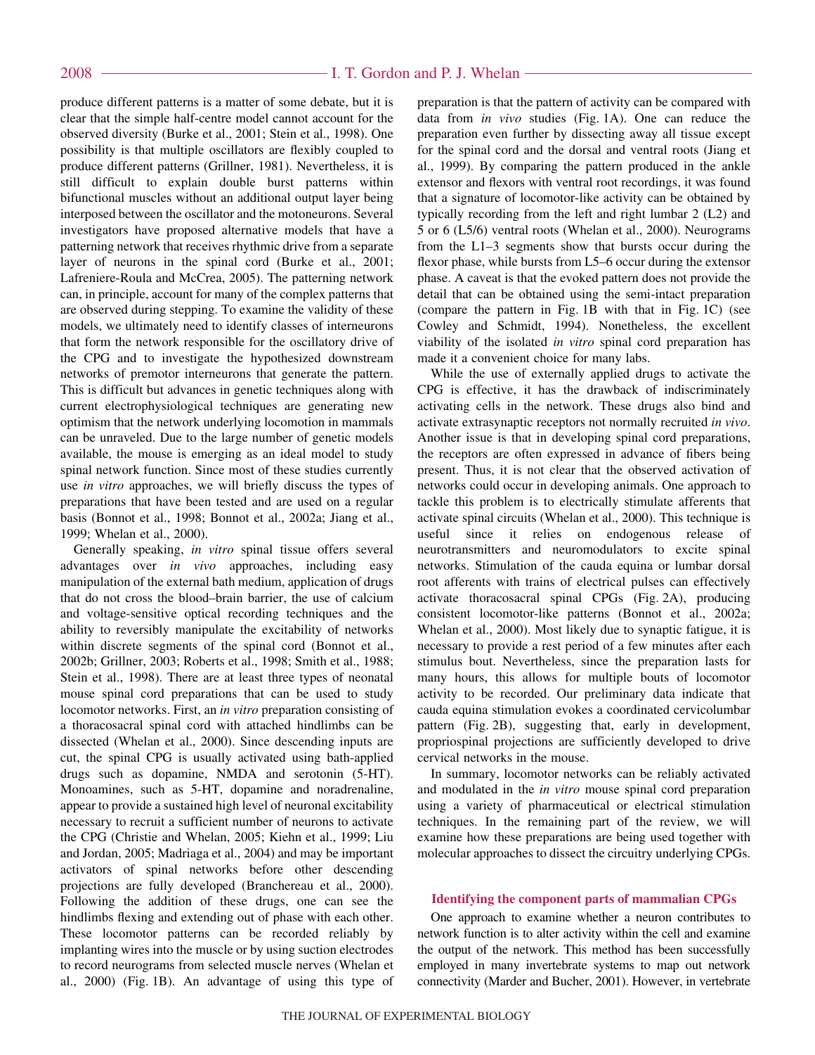produce different patterns is a matter of some debate, but it is clear that the simple half-centre model cannot account for the observed diversity (Burke et al., 2001; Stein et al., 1998). One possibility is that multiple oscillators are flexibly coupled to produce different patterns (Grillner, 1981). Nevertheless, it is still difficult to explain double burst patterns within bifunctional muscles without an additional output layer being interposed between the oscillator and the motoneurons. Several investigators have proposed alternative models that have a patterning network that receives rhythmic drive from a separate layer of neurons in the spinal cord (Burke et al., 2001; Lafreniere-Roula and McCrea, 2005). The patterning network can, in principle, account for many of the complex patterns that are observed during stepping. To examine the validity of these models, we ultimately need to identify classes of interneurons that form the network responsible for the oscillatory drive of the CPG and to investigate the hypothesized downstream networks of premotor interneurons that generate the pattern. This is difficult but advances in genetic techniques along with current electrophysiological techniques are generating new optimism that the network underlying locomotion in mammals can be unraveled. Due to the large number of genetic models available, the mouse is emerging as an ideal model to study spinal network function. Since most of these studies currently use *in vitro* approaches, we will briefly discuss the types of preparations that have been tested and are used on a regular basis (Bonnot et al., 1998; Bonnot et al., 2002a; Jiang et al., 1999; Whelan et al., 2000).

Generally speaking, *in vitro* spinal tissue offers several advantages over *in vivo* approaches, including easy manipulation of the external bath medium, application of drugs that do not cross the blood–brain barrier, the use of calcium and voltage-sensitive optical recording techniques and the ability to reversibly manipulate the excitability of networks within discrete segments of the spinal cord (Bonnot et al., 2002b; Grillner, 2003; Roberts et al., 1998; Smith et al., 1988; Stein et al., 1998). There are at least three types of neonatal mouse spinal cord preparations that can be used to study locomotor networks. First, an *in vitro* preparation consisting of a thoracosacral spinal cord with attached hindlimbs can be dissected (Whelan et al., 2000). Since descending inputs are cut, the spinal CPG is usually activated using bath-applied drugs such as dopamine, NMDA and serotonin (5-HT). Monoamines, such as 5-HT, dopamine and noradrenaline, appear to provide a sustained high level of neuronal excitability necessary to recruit a sufficient number of neurons to activate the CPG (Christie and Whelan, 2005; Kiehn et al., 1999; Liu and Jordan, 2005; Madriaga et al., 2004) and may be important activators of spinal networks before other descending projections are fully developed (Branchereau et al., 2000). Following the addition of these drugs, one can see the hindlimbs flexing and extending out of phase with each other. These locomotor patterns can be recorded reliably by implanting wires into the muscle or by using suction electrodes to record neurograms from selected muscle nerves (Whelan et al., 2000) (Fig. 1B). An advantage of using this type of preparation is that the pattern of activity can be compared with data from *in vivo* studies (Fig. 1A). One can reduce the preparation even further by dissecting away all tissue except for the spinal cord and the dorsal and ventral roots (Jiang et al., 1999). By comparing the pattern produced in the ankle extensor and flexors with ventral root recordings, it was found that a signature of locomotor-like activity can be obtained by typically recording from the left and right lumbar 2 (L2) and 5 or 6 (L5/6) ventral roots (Whelan et al., 2000). Neurograms from the L1–3 segments show that bursts occur during the flexor phase, while bursts from L5–6 occur during the extensor phase. A caveat is that the evoked pattern does not provide the detail that can be obtained using the semi-intact preparation (compare the pattern in Fig. 1B with that in Fig. 1C) (see Cowley and Schmidt, 1994). Nonetheless, the excellent viability of the isolated *in vitro* spinal cord preparation has made it a convenient choice for many labs.

While the use of externally applied drugs to activate the CPG is effective, it has the drawback of indiscriminately activating cells in the network. These drugs also bind and activate extrasynaptic receptors not normally recruited *in vivo*. Another issue is that in developing spinal cord preparations, the receptors are often expressed in advance of fibers being present. Thus, it is not clear that the observed activation of networks could occur in developing animals. One approach to tackle this problem is to electrically stimulate afferents that activate spinal circuits (Whelan et al., 2000). This technique is useful since it relies on endogenous release of neurotransmitters and neuromodulators to excite spinal networks. Stimulation of the cauda equina or lumbar dorsal root afferents with trains of electrical pulses can effectively activate thoracosacral spinal CPGs (Fig. 2A), producing consistent locomotor-like patterns (Bonnot et al., 2002a; Whelan et al., 2000). Most likely due to synaptic fatigue, it is necessary to provide a rest period of a few minutes after each stimulus bout. Nevertheless, since the preparation lasts for many hours, this allows for multiple bouts of locomotor activity to be recorded. Our preliminary data indicate that cauda equina stimulation evokes a coordinated cervicolumbar pattern (Fig. 2B), suggesting that, early in development, propriospinal projections are sufficiently developed to drive cervical networks in the mouse.

In summary, locomotor networks can be reliably activated and modulated in the *in vitro* mouse spinal cord preparation using a variety of pharmaceutical or electrical stimulation techniques. In the remaining part of the review, we will examine how these preparations are being used together with molecular approaches to dissect the circuitry underlying CPGs.

## Identifying the component parts of mammalian CPGs

One approach to examine whether a neuron contributes to network function is to alter activity within the cell and examine the output of the network. This method has been successfully employed in many invertebrate systems to map out network connectivity (Marder and Bucher, 2001). However, in vertebrate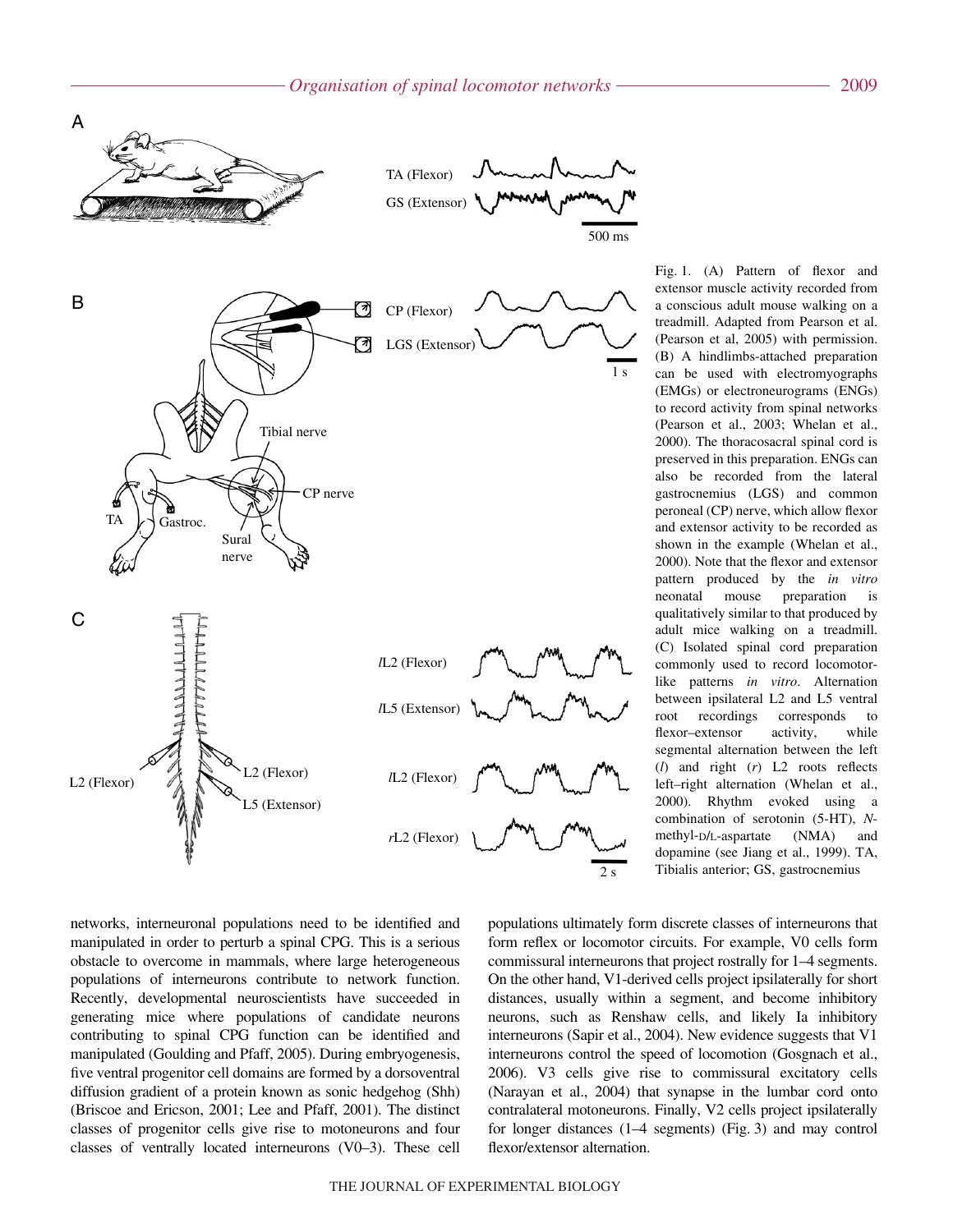Fig. 1. (A) Pattern of flexor and extensor muscle activity recorded from a conscious adult mouse walking on a treadmill. Adapted from Pearson et al. (Pearson et al, 2005) with permission. (B) A hindlimbs-attached preparation can be used with electromyographs (EMGs) or electroneurograms (ENGs) to record activity from spinal networks (Pearson et al., 2003; Whelan et al., 2000). The thoracosacral spinal cord is preserved in this preparation. ENGs can also be recorded from the lateral gastrocnemius (LGS) and common peroneal (CP) nerve, which allow flexor and extensor activity to be recorded as shown in the example (Whelan et al., 2000). Note that the flexor and extensor pattern produced by the *in vitro* neonatal mouse preparation is qualitatively similar to that produced by adult mice walking on a treadmill. (C) Isolated spinal cord preparation commonly used to record locomotor-like patterns *in vitro*. Alternation between ipsilateral L2 and L5 ventral root recordings corresponds to flexor–extensor activity, while segmental alternation between the left (*l*) and right (*r*) L2 roots reflects left–right alternation (Whelan et al., 2000). Rhythm evoked using a combination of serotonin (5-HT), *N*-methyl-D/L-aspartate (NMA) and dopamine (see Jiang et al., 1999). TA, Tibialis anterior; GS, gastrocnemius

networks, interneuronal populations need to be identified and manipulated in order to perturb a spinal CPG. This is a serious obstacle to overcome in mammals, where large heterogeneous populations of interneurons contribute to network function. Recently, developmental neuroscientists have succeeded in generating mice where populations of candidate neurons contributing to spinal CPG function can be identified and manipulated (Goulding and Pfaff, 2005). During embryogenesis, five ventral progenitor cell domains are formed by a dorsoventral diffusion gradient of a protein known as sonic hedgehog (Shh) (Briscoe and Ericson, 2001; Lee and Pfaff, 2001). The distinct classes of progenitor cells give rise to motoneurons and four classes of ventrally located interneurons (V0–3). These cell populations ultimately form discrete classes of interneurons that form reflex or locomotor circuits. For example, V0 cells form commissural interneurons that project rostrally for 1–4 segments. On the other hand, V1-derived cells project ipsilaterally for short distances, usually within a segment, and become inhibitory neurons, such as Renshaw cells, and likely Ia inhibitory interneurons (Sapir et al., 2004). New evidence suggests that V1 interneurons control the speed of locomotion (Gosgnach et al., 2006). V3 cells give rise to commissural excitatory cells (Narayan et al., 2004) that synapse in the lumbar cord onto contralateral motoneurons. Finally, V2 cells project ipsilaterally for longer distances (1–4 segments) (Fig. 3) and may control flexor/extensor alternation.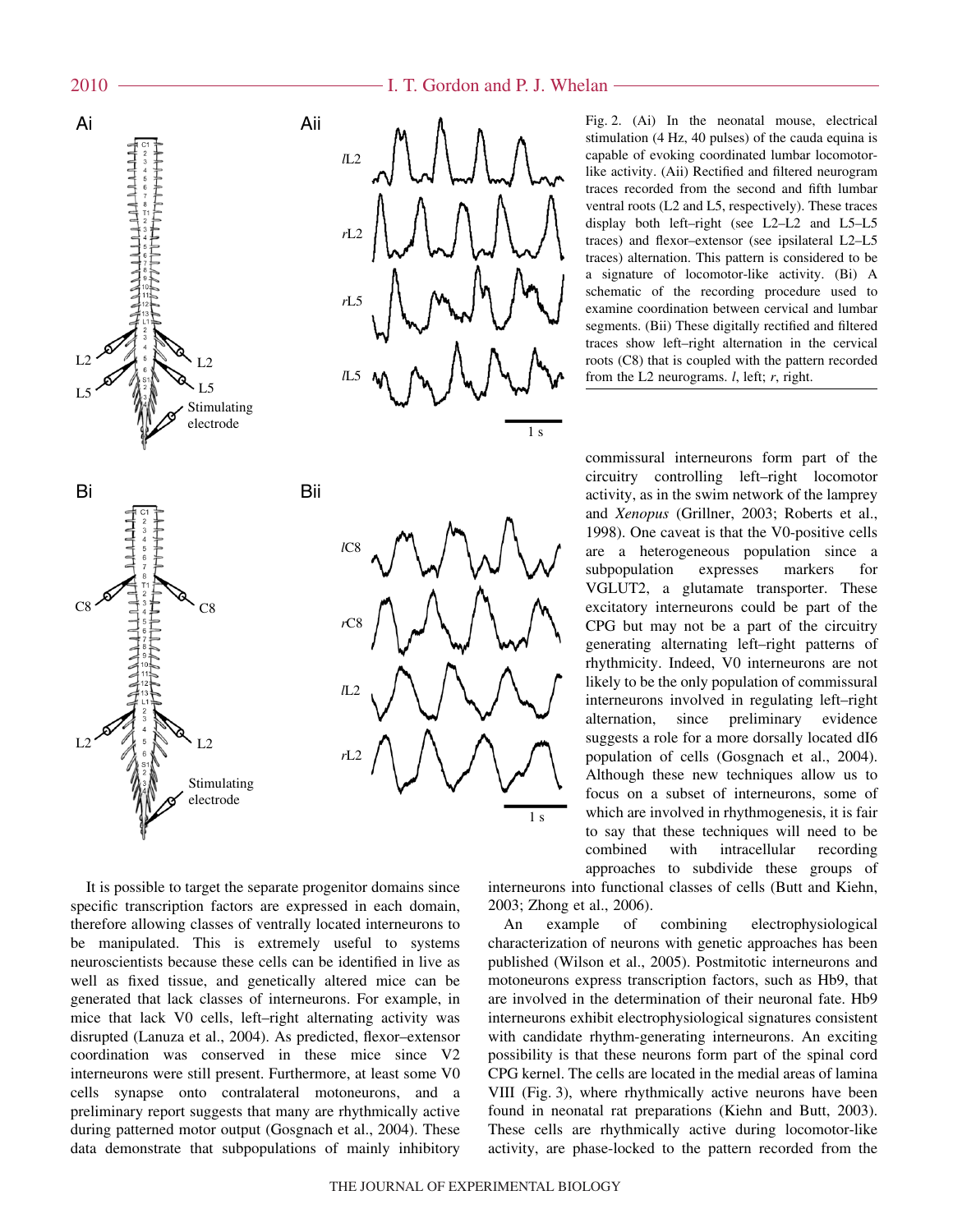Fig. 2. (Ai) In the neonatal mouse, electrical stimulation (4 Hz, 40 pulses) of the cauda equina is capable of evoking coordinated lumbar locomotor-like activity. (Aii) Rectified and filtered neurogram traces recorded from the second and fifth lumbar ventral roots (L2 and L5, respectively). These traces display both left–right (see L2–L2 and L5–L5 traces) and flexor–extensor (see ipsilateral L2–L5 traces) alternation. This pattern is considered to be a signature of locomotor-like activity. (Bi) A schematic of the recording procedure used to examine coordination between cervical and lumbar segments. (Bii) These digitally rectified and filtered traces show left–right alternation in the cervical roots (C8) that is coupled with the pattern recorded from the L2 neurograms. *l*, left; *r*, right.

It is possible to target the separate progenitor domains since specific transcription factors are expressed in each domain, therefore allowing classes of ventrally located interneurons to be manipulated. This is extremely useful to systems neuroscientists because these cells can be identified in live as well as fixed tissue, and genetically altered mice can be generated that lack classes of interneurons. For example, in mice that lack V0 cells, left–right alternating activity was disrupted (Lanuza et al., 2004). As predicted, flexor–extensor coordination was conserved in these mice since V2 interneurons were still present. Furthermore, at least some V0 cells synapse onto contralateral motoneurons, and a preliminary report suggests that many are rhythmically active during patterned motor output (Gosgnach et al., 2004). These data demonstrate that subpopulations of mainly inhibitory commissural interneurons form part of the circuitry controlling left–right locomotor activity, as in the swim network of the lamprey and *Xenopus* (Grillner, 2003; Roberts et al., 1998). One caveat is that the V0-positive cells are a heterogeneous population since a subpopulation expresses markers for VGLUT2, a glutamate transporter. These excitatory interneurons could be part of the CPG but may not be a part of the circuitry generating alternating left–right patterns of rhythmicity. Indeed, V0 interneurons are not likely to be the only population of commissural interneurons involved in regulating left–right alternation, since preliminary evidence suggests a role for a more dorsally located dI6 population of cells (Gosgnach et al., 2004). Although these new techniques allow us to focus on a subset of interneurons, some of which are involved in rhythmogenesis, it is fair to say that these techniques will need to be combined with intracellular recording approaches to subdivide these groups of interneurons into functional classes of cells (Butt and Kiehn, 2003; Zhong et al., 2006).

An example of combining electrophysiological characterization of neurons with genetic approaches has been published (Wilson et al., 2005). Postmitotic interneurons and motoneurons express transcription factors, such as Hb9, that are involved in the determination of their neuronal fate. Hb9 interneurons exhibit electrophysiological signatures consistent with candidate rhythm-generating interneurons. An exciting possibility is that these neurons form part of the spinal cord CPG kernel. The cells are located in the medial areas of lamina VIII (Fig. 3), where rhythmically active neurons have been found in neonatal rat preparations (Kiehn and Butt, 2003). These cells are rhythmically active during locomotor-like activity, are phase-locked to the pattern recorded from the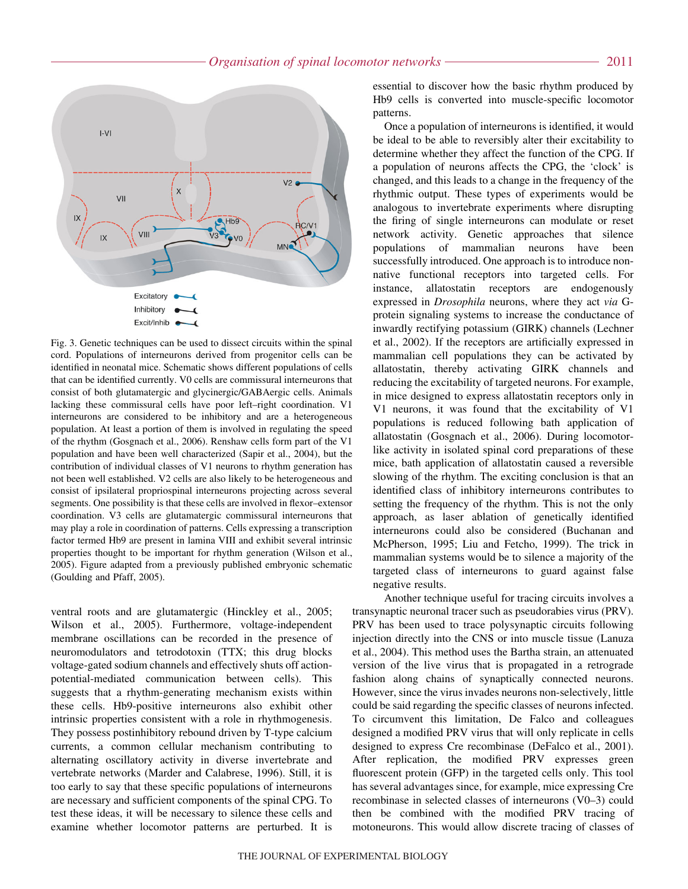Fig. 3. Genetic techniques can be used to dissect circuits within the spinal cord. Populations of interneurons derived from progenitor cells can be identified in neonatal mice. Schematic shows different populations of cells that can be identified currently. V0 cells are commissural interneurons that consist of both glutamatergic and glycinergic/GABAergic cells. Animals lacking these commissural cells have poor left–right coordination. V1 interneurons are considered to be inhibitory and are a heterogeneous population. At least a portion of them is involved in regulating the speed of the rhythm (Gosgnach et al., 2006). Renshaw cells form part of the V1 population and have been well characterized (Sapir et al., 2004), but the contribution of individual classes of V1 neurons to rhythm generation has not been well established. V2 cells are also likely to be heterogeneous and consist of ipsilateral propriospinal interneurons projecting across several segments. One possibility is that these cells are involved in flexor–extensor coordination. V3 cells are glutamatergic commissural interneurons that may play a role in coordination of patterns. Cells expressing a transcription factor termed Hb9 are present in lamina VIII and exhibit several intrinsic properties thought to be important for rhythm generation (Wilson et al., 2005). Figure adapted from a previously published embryonic schematic (Goulding and Pfaff, 2005).

ventral roots and are glutamatergic (Hinckley et al., 2005; Wilson et al., 2005). Furthermore, voltage-independent membrane oscillations can be recorded in the presence of neuromodulators and tetrodotoxin (TTX; this drug blocks voltage-gated sodium channels and effectively shuts off action-potential-mediated communication between cells). This suggests that a rhythm-generating mechanism exists within these cells. Hb9-positive interneurons also exhibit other intrinsic properties consistent with a role in rhythmogenesis. They possess postinhibitory rebound driven by T-type calcium currents, a common cellular mechanism contributing to alternating oscillatory activity in diverse invertebrate and vertebrate networks (Marder and Calabrese, 1996). Still, it is too early to say that these specific populations of interneurons are necessary and sufficient components of the spinal CPG. To test these ideas, it will be necessary to silence these cells and examine whether locomotor patterns are perturbed. It is essential to discover how the basic rhythm produced by Hb9 cells is converted into muscle-specific locomotor patterns.

Once a population of interneurons is identified, it would be ideal to be able to reversibly alter their excitability to determine whether they affect the function of the CPG. If a population of neurons affects the CPG, the 'clock' is changed, and this leads to a change in the frequency of the rhythmic output. These types of experiments would be analogous to invertebrate experiments where disrupting the firing of single interneurons can modulate or reset network activity. Genetic approaches that silence populations of mammalian neurons have been successfully introduced. One approach is to introduce non-native functional receptors into targeted cells. For instance, allatostatin receptors are endogenously expressed in *Drosophila* neurons, where they act *via* G-protein signaling systems to increase the conductance of inwardly rectifying potassium (GIRK) channels (Lechner et al., 2002). If the receptors are artificially expressed in mammalian cell populations they can be activated by allatostatin, thereby activating GIRK channels and reducing the excitability of targeted neurons. For example, in mice designed to express allatostatin receptors only in V1 neurons, it was found that the excitability of V1 populations is reduced following bath application of allatostatin (Gosgnach et al., 2006). During locomotor-like activity in isolated spinal cord preparations of these mice, bath application of allatostatin caused a reversible slowing of the rhythm. The exciting conclusion is that an identified class of inhibitory interneurons contributes to setting the frequency of the rhythm. This is not the only approach, as laser ablation of genetically identified interneurons could also be considered (Buchanan and McPherson, 1995; Liu and Fetcho, 1999). The trick in mammalian systems would be to silence a majority of the targeted class of interneurons to guard against false negative results.

Another technique useful for tracing circuits involves a transynaptic neuronal tracer such as pseudorabies virus (PRV). PRV has been used to trace polysynaptic circuits following injection directly into the CNS or into muscle tissue (Lanuza et al., 2004). This method uses the Bartha strain, an attenuated version of the live virus that is propagated in a retrograde fashion along chains of synaptically connected neurons. However, since the virus invades neurons non-selectively, little could be said regarding the specific classes of neurons infected. To circumvent this limitation, De Falco and colleagues designed a modified PRV virus that will only replicate in cells designed to express Cre recombinase (DeFalco et al., 2001). After replication, the modified PRV expresses green fluorescent protein (GFP) in the targeted cells only. This tool has several advantages since, for example, mice expressing Cre recombinase in selected classes of interneurons (V0–3) could then be combined with the modified PRV tracing of motoneurons. This would allow discrete tracing of classes of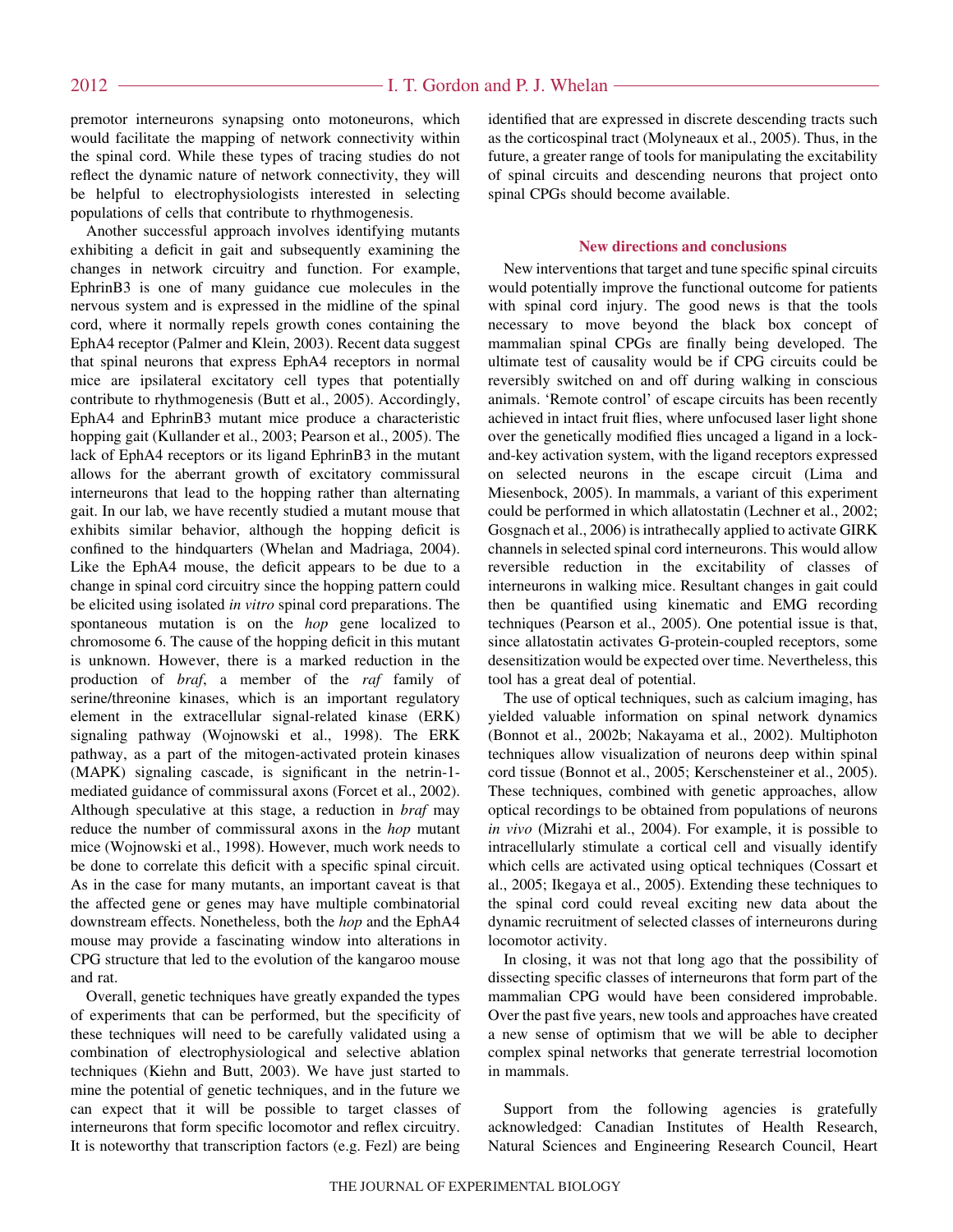premotor interneurons synapsing onto motoneurons, which would facilitate the mapping of network connectivity within the spinal cord. While these types of tracing studies do not reflect the dynamic nature of network connectivity, they will be helpful to electrophysiologists interested in selecting populations of cells that contribute to rhythmogenesis.

Another successful approach involves identifying mutants exhibiting a deficit in gait and subsequently examining the changes in network circuitry and function. For example, EphrinB3 is one of many guidance cue molecules in the nervous system and is expressed in the midline of the spinal cord, where it normally repels growth cones containing the EphA4 receptor (Palmer and Klein, 2003). Recent data suggest that spinal neurons that express EphA4 receptors in normal mice are ipsilateral excitatory cell types that potentially contribute to rhythmogenesis (Butt et al., 2005). Accordingly, EphA4 and EphrinB3 mutant mice produce a characteristic hopping gait (Kullander et al., 2003; Pearson et al., 2005). The lack of EphA4 receptors or its ligand EphrinB3 in the mutant allows for the aberrant growth of excitatory commissural interneurons that lead to the hopping rather than alternating gait. In our lab, we have recently studied a mutant mouse that exhibits similar behavior, although the hopping deficit is confined to the hindquarters (Whelan and Madriaga, 2004). Like the EphA4 mouse, the deficit appears to be due to a change in spinal cord circuitry since the hopping pattern could be elicited using isolated *in vitro* spinal cord preparations. The spontaneous mutation is on the *hop* gene localized to chromosome 6. The cause of the hopping deficit in this mutant is unknown. However, there is a marked reduction in the production of *braf*, a member of the *raf* family of serine/threonine kinases, which is an important regulatory element in the extracellular signal-related kinase (ERK) signaling pathway (Wojnowski et al., 1998). The ERK pathway, as a part of the mitogen-activated protein kinases (MAPK) signaling cascade, is significant in the netrin-1-mediated guidance of commissural axons (Forcet et al., 2002). Although speculative at this stage, a reduction in *braf* may reduce the number of commissural axons in the *hop* mutant mice (Wojnowski et al., 1998). However, much work needs to be done to correlate this deficit with a specific spinal circuit. As in the case for many mutants, an important caveat is that the affected gene or genes may have multiple combinatorial downstream effects. Nonetheless, both the *hop* and the EphA4 mouse may provide a fascinating window into alterations in CPG structure that led to the evolution of the kangaroo mouse and rat.

Overall, genetic techniques have greatly expanded the types of experiments that can be performed, but the specificity of these techniques will need to be carefully validated using a combination of electrophysiological and selective ablation techniques (Kiehn and Butt, 2003). We have just started to mine the potential of genetic techniques, and in the future we can expect that it will be possible to target classes of interneurons that form specific locomotor and reflex circuitry. It is noteworthy that transcription factors (e.g. Fezl) are being identified that are expressed in discrete descending tracts such as the corticospinal tract (Molyneaux et al., 2005). Thus, in the future, a greater range of tools for manipulating the excitability of spinal circuits and descending neurons that project onto spinal CPGs should become available.

## New directions and conclusions

New interventions that target and tune specific spinal circuits would potentially improve the functional outcome for patients with spinal cord injury. The good news is that the tools necessary to move beyond the black box concept of mammalian spinal CPGs are finally being developed. The ultimate test of causality would be if CPG circuits could be reversibly switched on and off during walking in conscious animals. 'Remote control' of escape circuits has been recently achieved in intact fruit flies, where unfocused laser light shone over the genetically modified flies uncaged a ligand in a lock-and-key activation system, with the ligand receptors expressed on selected neurons in the escape circuit (Lima and Miesenbock, 2005). In mammals, a variant of this experiment could be performed in which allatostatin (Lechner et al., 2002; Gosgnach et al., 2006) is intrathecally applied to activate GIRK channels in selected spinal cord interneurons. This would allow reversible reduction in the excitability of classes of interneurons in walking mice. Resultant changes in gait could then be quantified using kinematic and EMG recording techniques (Pearson et al., 2005). One potential issue is that, since allatostatin activates G-protein-coupled receptors, some desensitization would be expected over time. Nevertheless, this tool has a great deal of potential.

The use of optical techniques, such as calcium imaging, has yielded valuable information on spinal network dynamics (Bonnot et al., 2002b; Nakayama et al., 2002). Multiphoton techniques allow visualization of neurons deep within spinal cord tissue (Bonnot et al., 2005; Kerschensteiner et al., 2005). These techniques, combined with genetic approaches, allow optical recordings to be obtained from populations of neurons *in vivo* (Mizrahi et al., 2004). For example, it is possible to intracellularly stimulate a cortical cell and visually identify which cells are activated using optical techniques (Cossart et al., 2005; Ikegaya et al., 2005). Extending these techniques to the spinal cord could reveal exciting new data about the dynamic recruitment of selected classes of interneurons during locomotor activity.

In closing, it was not that long ago that the possibility of dissecting specific classes of interneurons that form part of the mammalian CPG would have been considered improbable. Over the past five years, new tools and approaches have created a new sense of optimism that we will be able to decipher complex spinal networks that generate terrestrial locomotion in mammals.

Support from the following agencies is gratefully acknowledged: Canadian Institutes of Health Research, Natural Sciences and Engineering Research Council, Heart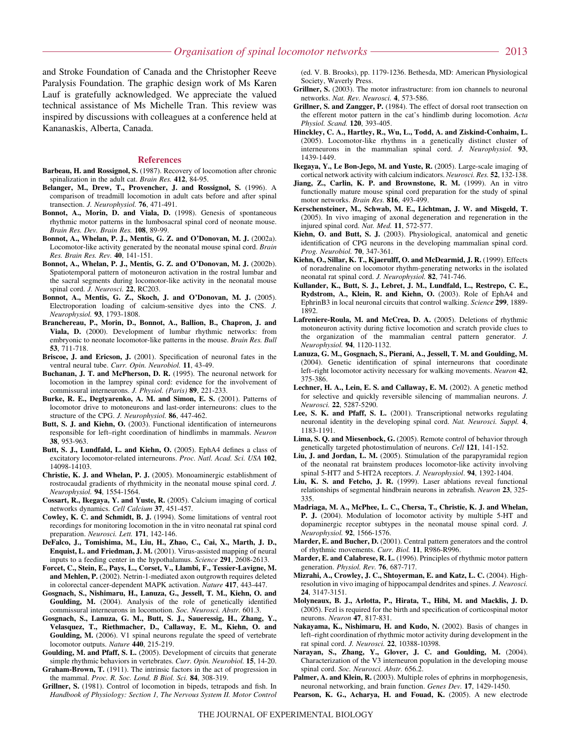and Stroke Foundation of Canada and the Christopher Reeve Paralysis Foundation. The graphic design work of Ms Karen Lauf is gratefully acknowledged. We appreciate the valued technical assistance of Ms Michelle Tran. This review was inspired by discussions with colleagues at a conference held at Kananaskis, Alberta, Canada.

## References

**Barbeau, H. and Rossignol, S.** (1987). Recovery of locomotion after chronic spinalization in the adult cat. *Brain Res.* **412**, 84-95.

**Belanger, M., Drew, T., Provencher, J. and Rossignol, S.** (1996). A comparison of treadmill locomotion in adult cats before and after spinal transection. *J. Neurophysiol.* **76**, 471-491.

**Bonnot, A., Morin, D. and Viala, D.** (1998). Genesis of spontaneous rhythmic motor patterns in the lumbosacral spinal cord of neonate mouse. *Brain Res. Dev. Brain Res.* **108**, 89-99.

**Bonnot, A., Whelan, P. J., Mentis, G. Z. and O'Donovan, M. J.** (2002a). Locomotor-like activity generated by the neonatal mouse spinal cord. *Brain Res. Brain Res. Rev.* **40**, 141-151.

**Bonnot, A., Whelan, P. J., Mentis, G. Z. and O'Donovan, M. J.** (2002b). Spatiotemporal pattern of motoneuron activation in the rostral lumbar and the sacral segments during locomotor-like activity in the neonatal mouse spinal cord. *J. Neurosci.* **22**, RC203.

**Bonnot, A., Mentis, G. Z., Skoch, J. and O'Donovan, M. J.** (2005). Electroporation loading of calcium-sensitive dyes into the CNS. *J. Neurophysiol.* **93**, 1793-1808.

**Branchereau, P., Morin, D., Bonnot, A., Ballion, B., Chapron, J. and Viala, D.** (2000). Development of lumbar rhythmic networks: from embryonic to neonate locomotor-like patterns in the mouse. *Brain Res. Bull* **53**, 711-718.

**Briscoe, J. and Ericson, J.** (2001). Specification of neuronal fates in the ventral neural tube. *Curr. Opin. Neurobiol.* **11**, 43-49.

**Buchanan, J. T. and McPherson, D. R.** (1995). The neuronal network for locomotion in the lamprey spinal cord: evidence for the involvement of commissural interneurons. *J. Physiol. (Paris)* **89**, 221-233.

**Burke, R. E., Degtyarenko, A. M. and Simon, E. S.** (2001). Patterns of locomotor drive to motoneurons and last-order interneurons: clues to the structure of the CPG. *J. Neurophysiol.* **86**, 447-462.

**Butt, S. J. and Kiehn, O.** (2003). Functional identification of interneurons responsible for left–right coordination of hindlimbs in mammals. *Neuron* **38**, 953-963.

**Butt, S. J., Lundfald, L. and Kiehn, O.** (2005). EphA4 defines a class of excitatory locomotor-related interneurons. *Proc. Natl. Acad. Sci. USA* **102**, 14098-14103.

**Christie, K. J. and Whelan, P. J.** (2005). Monoaminergic establishment of rostrocaudal gradients of rhythmicity in the neonatal mouse spinal cord. *J. Neurophysiol.* **94**, 1554-1564.

**Cossart, R., Ikegaya, Y. and Yuste, R.** (2005). Calcium imaging of cortical networks dynamics. *Cell Calcium* **37**, 451-457.

**Cowley, K. C. and Schmidt, B. J.** (1994). Some limitations of ventral root recordings for monitoring locomotion in the in vitro neonatal rat spinal cord preparation. *Neurosci. Lett.* **171**, 142-146.

**DeFalco, J., Tomishima, M., Liu, H., Zhao, C., Cai, X., Marth, J. D., Enquist, L. and Friedman, J. M.** (2001). Virus-assisted mapping of neural inputs to a feeding center in the hypothalamus. *Science* **291**, 2608-2613.

**Forcet, C., Stein, E., Pays, L., Corset, V., Llambi, F., Tessier-Lavigne, M. and Mehlen, P.** (2002). Netrin-1-mediated axon outgrowth requires deleted in colorectal cancer-dependent MAPK activation. *Nature* **417**, 443-447.

**Gosgnach, S., Nishimaru, H., Lanuza, G., Jessell, T. M., Kiehn, O. and Goulding, M.** (2004). Analysis of the role of genetically identified commissural interneurons in locomotion. *Soc. Neurosci. Abstr.* 601.3.

**Gosgnach, S., Lanuza, G. M., Butt, S. J., Saueressig, H., Zhang, Y., Velasquez, T., Riethmacher, D., Callaway, E. M., Kiehn, O. and Goulding, M.** (2006). V1 spinal neurons regulate the speed of vertebrate locomotor outputs. *Nature* **440**, 215-219.

**Goulding, M. and Pfaff, S. L.** (2005). Development of circuits that generate simple rhythmic behaviors in vertebrates. *Curr. Opin. Neurobiol.* **15**, 14-20.

**Graham-Brown, T.** (1911). The intrinsic factors in the act of progression in the mammal. *Proc. R. Soc. Lond. B Biol. Sci.* **84**, 308-319.

**Grillner, S.** (1981). Control of locomotion in bipeds, tetrapods and fish. In *Handbook of Physiology: Section 1, The Nervous System II. Motor Control* (ed. V. B. Brooks), pp. 1179-1236. Bethesda, MD: American Physiological Society, Waverly Press.

**Grillner, S.** (2003). The motor infrastructure: from ion channels to neuronal networks. *Nat. Rev. Neurosci.* **4**, 573-586.

**Grillner, S. and Zangger, P.** (1984). The effect of dorsal root transection on the efferent motor pattern in the cat's hindlimb during locomotion. *Acta Physiol. Scand.* **120**, 393-405.

**Hinckley, C. A., Hartley, R., Wu, L., Todd, A. and Ziskind-Conhaim, L.** (2005). Locomotor-like rhythms in a genetically distinct cluster of interneurons in the mammalian spinal cord. *J. Neurophysiol.* **93**, 1439-1449.

**Ikegaya, Y., Le Bon-Jego, M. and Yuste, R.** (2005). Large-scale imaging of cortical network activity with calcium indicators. *Neurosci. Res.* **52**, 132-138.

**Jiang, Z., Carlin, K. P. and Brownstone, R. M.** (1999). An in vitro functionally mature mouse spinal cord preparation for the study of spinal motor networks. *Brain Res.* **816**, 493-499.

**Kerschensteiner, M., Schwab, M. E., Lichtman, J. W. and Misgeld, T.** (2005). In vivo imaging of axonal degeneration and regeneration in the injured spinal cord. *Nat. Med.* **11**, 572-577.

**Kiehn, O. and Butt, S. J.** (2003). Physiological, anatomical and genetic identification of CPG neurons in the developing mammalian spinal cord. *Prog. Neurobiol.* **70**, 347-361.

**Kiehn, O., Sillar, K. T., Kjaerulff, O. and McDearmid, J. R.** (1999). Effects of noradrenaline on locomotor rhythm-generating networks in the isolated neonatal rat spinal cord. *J. Neurophysiol.* **82**, 741-746.

**Kullander, K., Butt, S. J., Lebret, J. M., Lundfald, L., Restrepo, C. E., Rydstrom, A., Klein, R. and Kiehn, O.** (2003). Role of EphA4 and EphrinB3 in local neuronal circuits that control walking. *Science* **299**, 1889-1892.

**Lafreniere-Roula, M. and McCrea, D. A.** (2005). Deletions of rhythmic motoneuron activity during fictive locomotion and scratch provide clues to the organization of the mammalian central pattern generator. *J. Neurophysiol.* **94**, 1120-1132.

**Lanuza, G. M., Gosgnach, S., Pierani, A., Jessell, T. M. and Goulding, M.** (2004). Genetic identification of spinal interneurons that coordinate left–right locomotor activity necessary for walking movements. *Neuron* **42**, 375-386.

**Lechner, H. A., Lein, E. S. and Callaway, E. M.** (2002). A genetic method for selective and quickly reversible silencing of mammalian neurons. *J. Neurosci.* **22**, 5287-5290.

**Lee, S. K. and Pfaff, S. L.** (2001). Transcriptional networks regulating neuronal identity in the developing spinal cord. *Nat. Neurosci. Suppl.* **4**, 1183-1191.

**Lima, S. Q. and Miesenbock, G.** (2005). Remote control of behavior through genetically targeted photostimulation of neurons. *Cell* **121**, 141-152.

**Liu, J. and Jordan, L. M.** (2005). Stimulation of the parapyramidal region of the neonatal rat brainstem produces locomotor-like activity involving spinal 5-HT7 and 5-HT2A receptors. *J. Neurophysiol.* **94**, 1392-1404.

**Liu, K. S. and Fetcho, J. R.** (1999). Laser ablations reveal functional relationships of segmental hindbrain neurons in zebrafish. *Neuron* **23**, 325-335.

**Madriaga, M. A., McPhee, L. C., Chersa, T., Christie, K. J. and Whelan, P. J.** (2004). Modulation of locomotor activity by multiple 5-HT and dopaminergic receptor subtypes in the neonatal mouse spinal cord. *J. Neurophysiol.* **92**, 1566-1576.

**Marder, E. and Bucher, D.** (2001). Central pattern generators and the control of rhythmic movements. *Curr. Biol.* **11**, R986-R996.

**Marder, E. and Calabrese, R. L.** (1996). Principles of rhythmic motor pattern generation. *Physiol. Rev.* **76**, 687-717.

**Mizrahi, A., Crowley, J. C., Shtoyerman, E. and Katz, L. C.** (2004). High-resolution in vivo imaging of hippocampal dendrites and spines. *J. Neurosci.* **24**, 3147-3151.

**Molyneaux, B. J., Arlotta, P., Hirata, T., Hibi, M. and Macklis, J. D.** (2005). Fezl is required for the birth and specification of corticospinal motor neurons. *Neuron* **47**, 817-831.

**Nakayama, K., Nishimaru, H. and Kudo, N.** (2002). Basis of changes in left–right coordination of rhythmic motor activity during development in the rat spinal cord. *J. Neurosci.* **22**, 10388-10398.

**Narayan, S., Zhang, Y., Glover, J. C. and Goulding, M.** (2004). Characterization of the V3 interneuron population in the developing mouse spinal cord. *Soc. Neurosci. Abstr.* 656.2.

**Palmer, A. and Klein, R.** (2003). Multiple roles of ephrins in morphogenesis, neuronal networking, and brain function. *Genes Dev.* **17**, 1429-1450.

**Pearson, K. G., Acharya, H. and Fouad, K.** (2005). A new electrode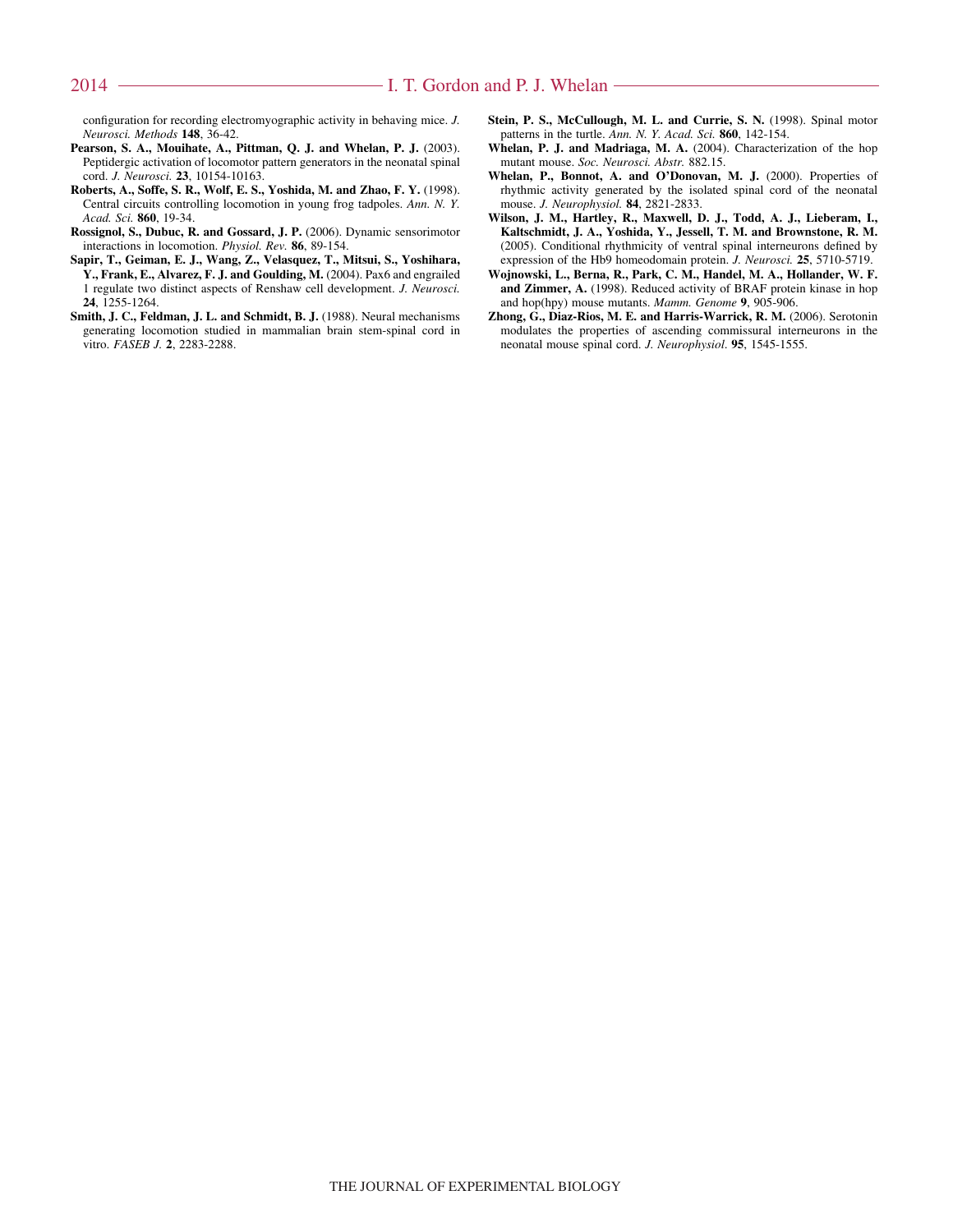configuration for recording electromyographic activity in behaving mice. *J. Neurosci. Methods* **148**, 36-42.

**Pearson, S. A., Mouihate, A., Pittman, Q. J. and Whelan, P. J.** (2003). Peptidergic activation of locomotor pattern generators in the neonatal spinal cord. *J. Neurosci.* **23**, 10154-10163.

**Roberts, A., Soffe, S. R., Wolf, E. S., Yoshida, M. and Zhao, F. Y.** (1998). Central circuits controlling locomotion in young frog tadpoles. *Ann. N. Y. Acad. Sci.* **860**, 19-34.

**Rossignol, S., Dubuc, R. and Gossard, J. P.** (2006). Dynamic sensorimotor interactions in locomotion. *Physiol. Rev.* **86**, 89-154.

**Sapir, T., Geiman, E. J., Wang, Z., Velasquez, T., Mitsui, S., Yoshihara, Y., Frank, E., Alvarez, F. J. and Goulding, M.** (2004). Pax6 and engrailed 1 regulate two distinct aspects of Renshaw cell development. *J. Neurosci.* **24**, 1255-1264.

**Smith, J. C., Feldman, J. L. and Schmidt, B. J.** (1988). Neural mechanisms generating locomotion studied in mammalian brain stem-spinal cord in vitro. *FASEB J.* **2**, 2283-2288.

**Stein, P. S., McCullough, M. L. and Currie, S. N.** (1998). Spinal motor patterns in the turtle. *Ann. N. Y. Acad. Sci.* **860**, 142-154.

**Whelan, P. J. and Madriaga, M. A.** (2004). Characterization of the hop mutant mouse. *Soc. Neurosci. Abstr.* 882.15.

**Whelan, P., Bonnot, A. and O'Donovan, M. J.** (2000). Properties of rhythmic activity generated by the isolated spinal cord of the neonatal mouse. *J. Neurophysiol.* **84**, 2821-2833.

**Wilson, J. M., Hartley, R., Maxwell, D. J., Todd, A. J., Lieberam, I., Kaltschmidt, J. A., Yoshida, Y., Jessell, T. M. and Brownstone, R. M.** (2005). Conditional rhythmicity of ventral spinal interneurons defined by expression of the Hb9 homeodomain protein. *J. Neurosci.* **25**, 5710-5719.

**Wojnowski, L., Berna, R., Park, C. M., Handel, M. A., Hollander, W. F. and Zimmer, A.** (1998). Reduced activity of BRAF protein kinase in hop and hop(hpy) mouse mutants. *Mamm. Genome* **9**, 905-906.

**Zhong, G., Diaz-Rios, M. E. and Harris-Warrick, R. M.** (2006). Serotonin modulates the properties of ascending commissural interneurons in the neonatal mouse spinal cord. *J. Neurophysiol.* **95**, 1545-1555.